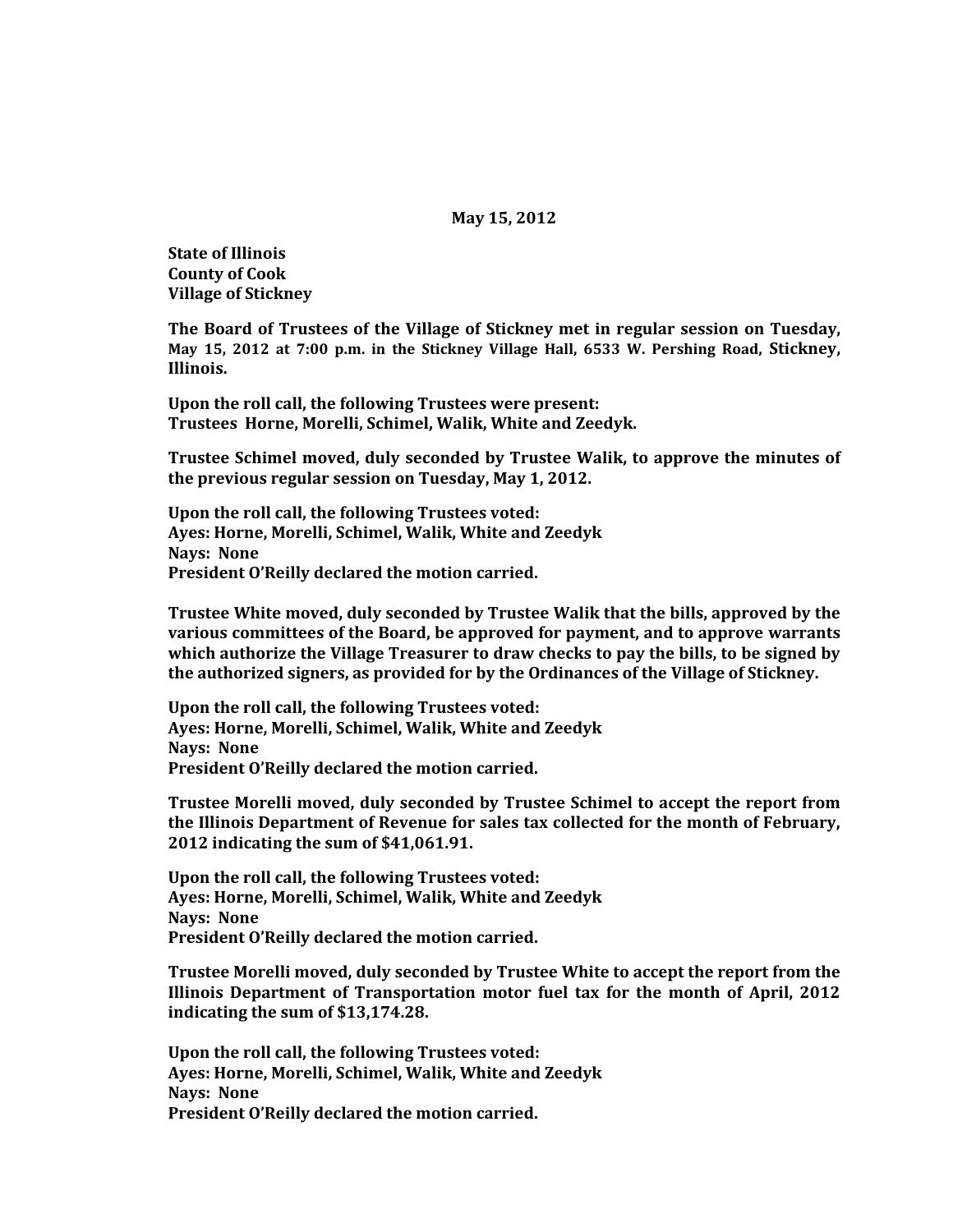**May 15, 2012**

**State of Illinois**
**County of Cook**
**Village of Stickney**

**The Board of Trustees of the Village of Stickney met in regular session on Tuesday, May 15, 2012 at 7:00 p.m. in the Stickney Village Hall, 6533 W. Pershing Road, Stickney, Illinois.**

**Upon the roll call, the following Trustees were present:**
**Trustees Horne, Morelli, Schimel, Walik, White and Zeedyk.**

**Trustee Schimel moved, duly seconded by Trustee Walik, to approve the minutes of the previous regular session on Tuesday, May 1, 2012.**

**Upon the roll call, the following Trustees voted:**
**Ayes: Horne, Morelli, Schimel, Walik, White and Zeedyk**
**Nays: None**
**President O'Reilly declared the motion carried.**

**Trustee White moved, duly seconded by Trustee Walik that the bills, approved by the various committees of the Board, be approved for payment, and to approve warrants which authorize the Village Treasurer to draw checks to pay the bills, to be signed by the authorized signers, as provided for by the Ordinances of the Village of Stickney.**

**Upon the roll call, the following Trustees voted:**
**Ayes: Horne, Morelli, Schimel, Walik, White and Zeedyk**
**Nays: None**
**President O'Reilly declared the motion carried.**

**Trustee Morelli moved, duly seconded by Trustee Schimel to accept the report from the Illinois Department of Revenue for sales tax collected for the month of February, 2012 indicating the sum of $41,061.91.**

**Upon the roll call, the following Trustees voted:**
**Ayes: Horne, Morelli, Schimel, Walik, White and Zeedyk**
**Nays: None**
**President O'Reilly declared the motion carried.**

**Trustee Morelli moved, duly seconded by Trustee White to accept the report from the Illinois Department of Transportation motor fuel tax for the month of April, 2012 indicating the sum of $13,174.28.**

**Upon the roll call, the following Trustees voted:**
**Ayes: Horne, Morelli, Schimel, Walik, White and Zeedyk**
**Nays: None**
**President O'Reilly declared the motion carried.**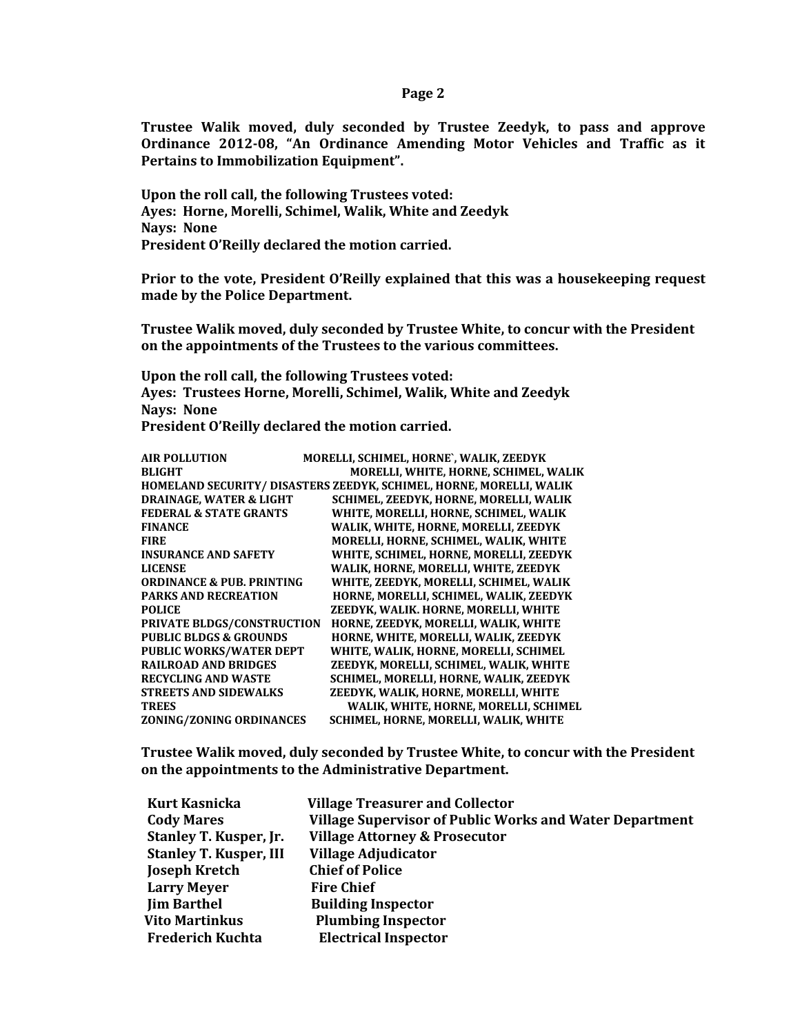**Trustee Walik moved, duly seconded by Trustee Zeedyk, to pass and approve Ordinance 2012-08, "An Ordinance Amending Motor Vehicles and Traffic as it Pertains to Immobilization Equipment".**

**Upon the roll call, the following Trustees voted:**
**Ayes: Horne, Morelli, Schimel, Walik, White and Zeedyk**
**Nays: None**
**President O'Reilly declared the motion carried.**

**Prior to the vote, President O'Reilly explained that this was a housekeeping request made by the Police Department.**

**Trustee Walik moved, duly seconded by Trustee White, to concur with the President on the appointments of the Trustees to the various committees.**

**Upon the roll call, the following Trustees voted:**
**Ayes: Trustees Horne, Morelli, Schimel, Walik, White and Zeedyk**
**Nays: None**
**President O'Reilly declared the motion carried.**

| | |
|---|---|
| **AIR POLLUTION** | **MORELLI, SCHIMEL, HORNE`, WALIK, ZEEDYK** |
| **BLIGHT** | **MORELLI, WHITE, HORNE, SCHIMEL, WALIK** |
| **HOMELAND SECURITY/ DISASTERS** | **ZEEDYK, SCHIMEL, HORNE, MORELLI, WALIK** |
| **DRAINAGE, WATER & LIGHT** | **SCHIMEL, ZEEDYK, HORNE, MORELLI, WALIK** |
| **FEDERAL & STATE GRANTS** | **WHITE, MORELLI, HORNE, SCHIMEL, WALIK** |
| **FINANCE** | **WALIK, WHITE, HORNE, MORELLI, ZEEDYK** |
| **FIRE** | **MORELLI, HORNE, SCHIMEL, WALIK, WHITE** |
| **INSURANCE AND SAFETY** | **WHITE, SCHIMEL, HORNE, MORELLI, ZEEDYK** |
| **LICENSE** | **WALIK, HORNE, MORELLI, WHITE, ZEEDYK** |
| **ORDINANCE & PUB. PRINTING** | **WHITE, ZEEDYK, MORELLI, SCHIMEL, WALIK** |
| **PARKS AND RECREATION** | **HORNE, MORELLI, SCHIMEL, WALIK, ZEEDYK** |
| **POLICE** | **ZEEDYK, WALIK. HORNE, MORELLI, WHITE** |
| **PRIVATE BLDGS/CONSTRUCTION** | **HORNE, ZEEDYK, MORELLI, WALIK, WHITE** |
| **PUBLIC BLDGS & GROUNDS** | **HORNE, WHITE, MORELLI, WALIK, ZEEDYK** |
| **PUBLIC WORKS/WATER DEPT** | **WHITE, WALIK, HORNE, MORELLI, SCHIMEL** |
| **RAILROAD AND BRIDGES** | **ZEEDYK, MORELLI, SCHIMEL, WALIK, WHITE** |
| **RECYCLING AND WASTE** | **SCHIMEL, MORELLI, HORNE, WALIK, ZEEDYK** |
| **STREETS AND SIDEWALKS** | **ZEEDYK, WALIK, HORNE, MORELLI, WHITE** |
| **TREES** | **WALIK, WHITE, HORNE, MORELLI, SCHIMEL** |
| **ZONING/ZONING ORDINANCES** | **SCHIMEL, HORNE, MORELLI, WALIK, WHITE** |

**Trustee Walik moved, duly seconded by Trustee White, to concur with the President on the appointments to the Administrative Department.**

| | |
|---|---|
| **Kurt Kasnicka** | **Village Treasurer and Collector** |
| **Cody Mares** | **Village Supervisor of Public Works and Water Department** |
| **Stanley T. Kusper, Jr.** | **Village Attorney & Prosecutor** |
| **Stanley T. Kusper, III** | **Village Adjudicator** |
| **Joseph Kretch** | **Chief of Police** |
| **Larry Meyer** | **Fire Chief** |
| **Jim Barthel** | **Building Inspector** |
| **Vito Martinkus** | **Plumbing Inspector** |
| **Frederich Kuchta** | **Electrical Inspector** |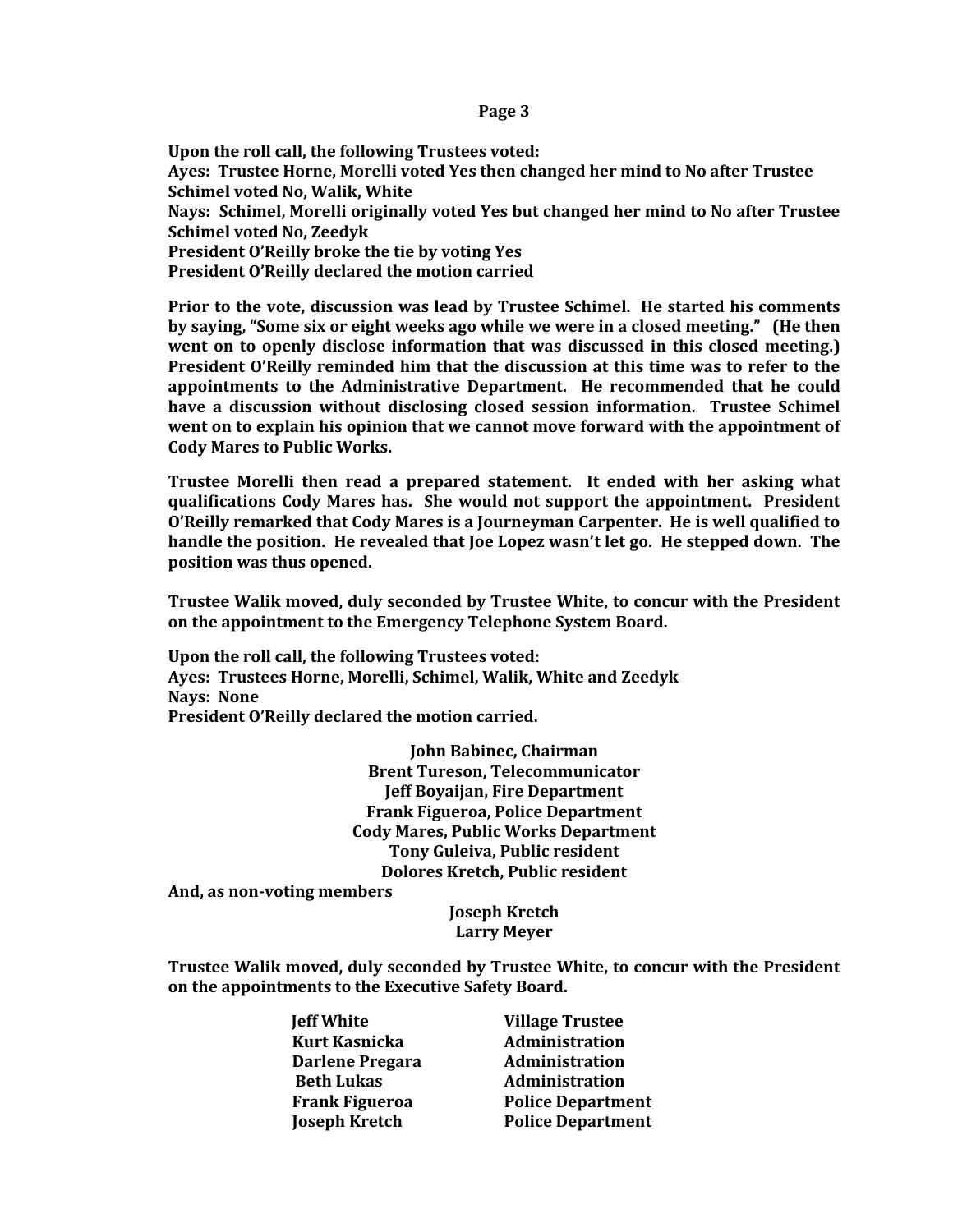**Upon the roll call, the following Trustees voted:**
**Ayes: Trustee Horne, Morelli voted Yes then changed her mind to No after Trustee Schimel voted No, Walik, White**
**Nays: Schimel, Morelli originally voted Yes but changed her mind to No after Trustee Schimel voted No, Zeedyk**
**President O'Reilly broke the tie by voting Yes**
**President O'Reilly declared the motion carried**

**Prior to the vote, discussion was lead by Trustee Schimel. He started his comments by saying, "Some six or eight weeks ago while we were in a closed meeting." (He then went on to openly disclose information that was discussed in this closed meeting.) President O'Reilly reminded him that the discussion at this time was to refer to the appointments to the Administrative Department. He recommended that he could have a discussion without disclosing closed session information. Trustee Schimel went on to explain his opinion that we cannot move forward with the appointment of Cody Mares to Public Works.**

**Trustee Morelli then read a prepared statement. It ended with her asking what qualifications Cody Mares has. She would not support the appointment. President O'Reilly remarked that Cody Mares is a Journeyman Carpenter. He is well qualified to handle the position. He revealed that Joe Lopez wasn't let go. He stepped down. The position was thus opened.**

**Trustee Walik moved, duly seconded by Trustee White, to concur with the President on the appointment to the Emergency Telephone System Board.**

**Upon the roll call, the following Trustees voted:**
**Ayes: Trustees Horne, Morelli, Schimel, Walik, White and Zeedyk**
**Nays: None**
**President O'Reilly declared the motion carried.**

**John Babinec, Chairman**
**Brent Tureson, Telecommunicator**
**Jeff Boyaijan, Fire Department**
**Frank Figueroa, Police Department**
**Cody Mares, Public Works Department**
**Tony Guleiva, Public resident**
**Dolores Kretch, Public resident**

**And, as non-voting members**

**Joseph Kretch**
**Larry Meyer**

**Trustee Walik moved, duly seconded by Trustee White, to concur with the President on the appointments to the Executive Safety Board.**

| | |
|---|---|
| **Jeff White** | **Village Trustee** |
| **Kurt Kasnicka** | **Administration** |
| **Darlene Pregara** | **Administration** |
| **Beth Lukas** | **Administration** |
| **Frank Figueroa** | **Police Department** |
| **Joseph Kretch** | **Police Department** |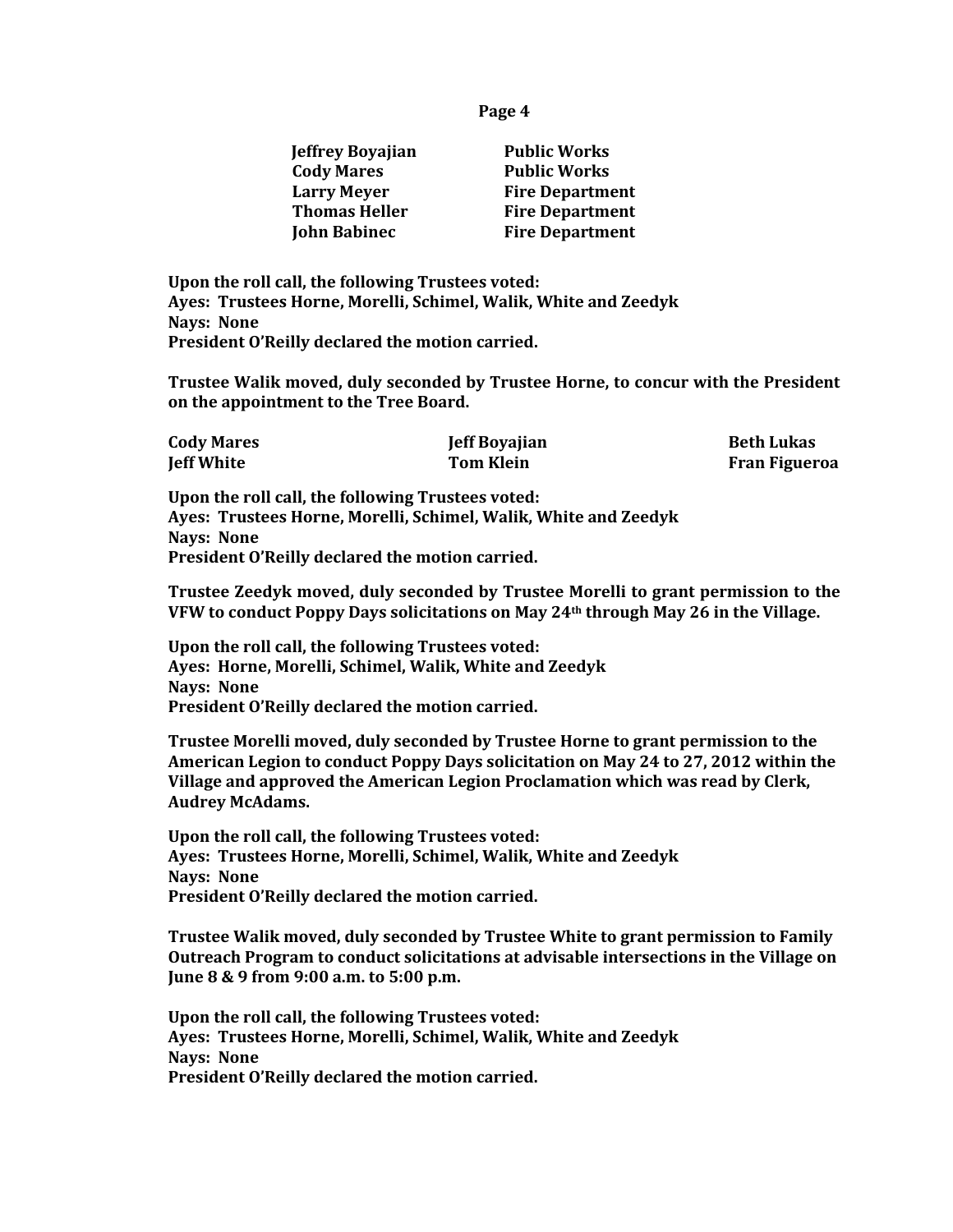| | |
|---|---|
| **Jeffrey Boyajian** | **Public Works** |
| **Cody Mares** | **Public Works** |
| **Larry Meyer** | **Fire Department** |
| **Thomas Heller** | **Fire Department** |
| **John Babinec** | **Fire Department** |

**Upon the roll call, the following Trustees voted:**
**Ayes: Trustees Horne, Morelli, Schimel, Walik, White and Zeedyk**
**Nays: None**
**President O'Reilly declared the motion carried.**

**Trustee Walik moved, duly seconded by Trustee Horne, to concur with the President on the appointment to the Tree Board.**

| | | |
|---|---|---|
| **Cody Mares** | **Jeff Boyajian** | **Beth Lukas** |
| **Jeff White** | **Tom Klein** | **Fran Figueroa** |

**Upon the roll call, the following Trustees voted:**
**Ayes: Trustees Horne, Morelli, Schimel, Walik, White and Zeedyk**
**Nays: None**
**President O'Reilly declared the motion carried.**

**Trustee Zeedyk moved, duly seconded by Trustee Morelli to grant permission to the VFW to conduct Poppy Days solicitations on May 24th through May 26 in the Village.**

**Upon the roll call, the following Trustees voted:**
**Ayes: Horne, Morelli, Schimel, Walik, White and Zeedyk**
**Nays: None**
**President O'Reilly declared the motion carried.**

**Trustee Morelli moved, duly seconded by Trustee Horne to grant permission to the American Legion to conduct Poppy Days solicitation on May 24 to 27, 2012 within the Village and approved the American Legion Proclamation which was read by Clerk, Audrey McAdams.**

**Upon the roll call, the following Trustees voted:**
**Ayes: Trustees Horne, Morelli, Schimel, Walik, White and Zeedyk**
**Nays: None**
**President O'Reilly declared the motion carried.**

**Trustee Walik moved, duly seconded by Trustee White to grant permission to Family Outreach Program to conduct solicitations at advisable intersections in the Village on June 8 & 9 from 9:00 a.m. to 5:00 p.m.**

**Upon the roll call, the following Trustees voted:**
**Ayes: Trustees Horne, Morelli, Schimel, Walik, White and Zeedyk**
**Nays: None**
**President O'Reilly declared the motion carried.**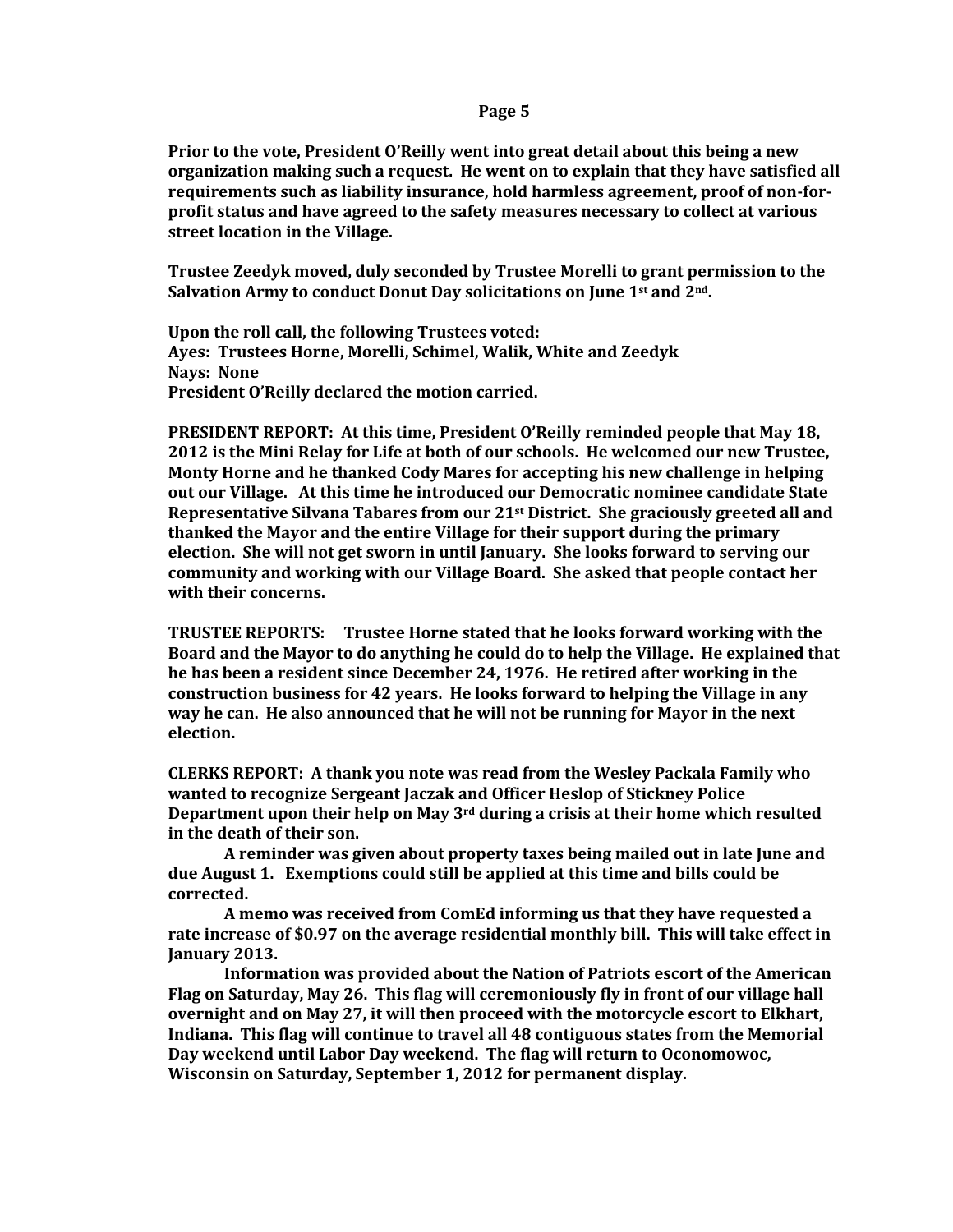**Prior to the vote, President O'Reilly went into great detail about this being a new organization making such a request. He went on to explain that they have satisfied all requirements such as liability insurance, hold harmless agreement, proof of non-for-profit status and have agreed to the safety measures necessary to collect at various street location in the Village.**

**Trustee Zeedyk moved, duly seconded by Trustee Morelli to grant permission to the Salvation Army to conduct Donut Day solicitations on June 1st and 2nd.**

**Upon the roll call, the following Trustees voted:**
**Ayes: Trustees Horne, Morelli, Schimel, Walik, White and Zeedyk**
**Nays: None**
**President O'Reilly declared the motion carried.**

**PRESIDENT REPORT: At this time, President O'Reilly reminded people that May 18, 2012 is the Mini Relay for Life at both of our schools. He welcomed our new Trustee, Monty Horne and he thanked Cody Mares for accepting his new challenge in helping out our Village. At this time he introduced our Democratic nominee candidate State Representative Silvana Tabares from our 21st District. She graciously greeted all and thanked the Mayor and the entire Village for their support during the primary election. She will not get sworn in until January. She looks forward to serving our community and working with our Village Board. She asked that people contact her with their concerns.**

**TRUSTEE REPORTS: Trustee Horne stated that he looks forward working with the Board and the Mayor to do anything he could do to help the Village. He explained that he has been a resident since December 24, 1976. He retired after working in the construction business for 42 years. He looks forward to helping the Village in any way he can. He also announced that he will not be running for Mayor in the next election.**

**CLERKS REPORT: A thank you note was read from the Wesley Packala Family who wanted to recognize Sergeant Jaczak and Officer Heslop of Stickney Police Department upon their help on May 3rd during a crisis at their home which resulted in the death of their son.**

**A reminder was given about property taxes being mailed out in late June and due August 1. Exemptions could still be applied at this time and bills could be corrected.**

**A memo was received from ComEd informing us that they have requested a rate increase of $0.97 on the average residential monthly bill. This will take effect in January 2013.**

**Information was provided about the Nation of Patriots escort of the American Flag on Saturday, May 26. This flag will ceremoniously fly in front of our village hall overnight and on May 27, it will then proceed with the motorcycle escort to Elkhart, Indiana. This flag will continue to travel all 48 contiguous states from the Memorial Day weekend until Labor Day weekend. The flag will return to Oconomowoc, Wisconsin on Saturday, September 1, 2012 for permanent display.**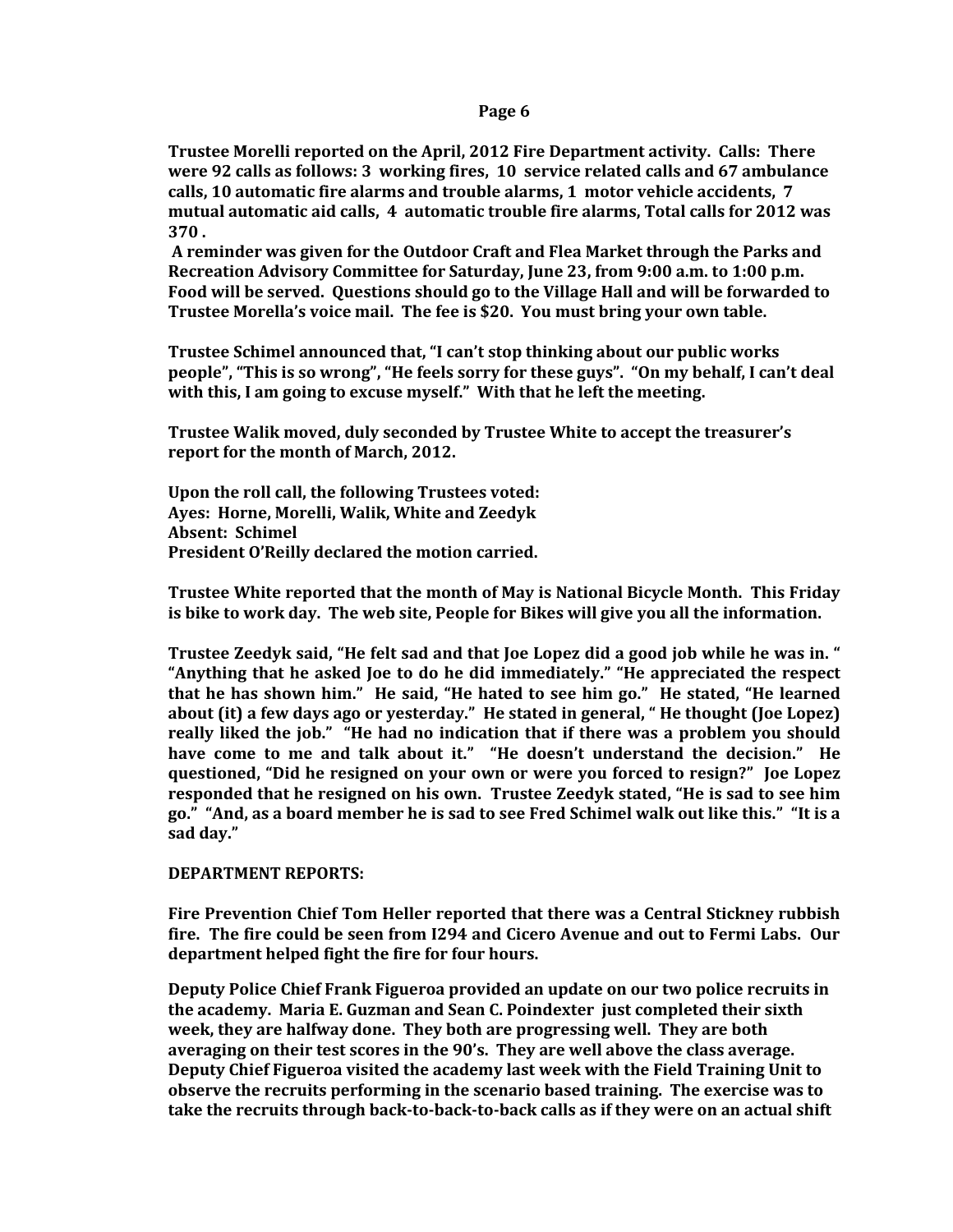**Trustee Morelli reported on the April, 2012 Fire Department activity. Calls: There were 92 calls as follows: 3 working fires, 10 service related calls and 67 ambulance calls, 10 automatic fire alarms and trouble alarms, 1 motor vehicle accidents, 7 mutual automatic aid calls, 4 automatic trouble fire alarms, Total calls for 2012 was 370 .**

**A reminder was given for the Outdoor Craft and Flea Market through the Parks and Recreation Advisory Committee for Saturday, June 23, from 9:00 a.m. to 1:00 p.m. Food will be served. Questions should go to the Village Hall and will be forwarded to Trustee Morella's voice mail. The fee is $20. You must bring your own table.**

**Trustee Schimel announced that, "I can't stop thinking about our public works people", "This is so wrong", "He feels sorry for these guys". "On my behalf, I can't deal with this, I am going to excuse myself." With that he left the meeting.**

**Trustee Walik moved, duly seconded by Trustee White to accept the treasurer's report for the month of March, 2012.**

**Upon the roll call, the following Trustees voted:**
**Ayes: Horne, Morelli, Walik, White and Zeedyk**
**Absent: Schimel**
**President O'Reilly declared the motion carried.**

**Trustee White reported that the month of May is National Bicycle Month. This Friday is bike to work day. The web site, People for Bikes will give you all the information.**

**Trustee Zeedyk said, "He felt sad and that Joe Lopez did a good job while he was in. " "Anything that he asked Joe to do he did immediately." "He appreciated the respect that he has shown him." He said, "He hated to see him go." He stated, "He learned about (it) a few days ago or yesterday." He stated in general, " He thought (Joe Lopez) really liked the job." "He had no indication that if there was a problem you should have come to me and talk about it." "He doesn't understand the decision." He questioned, "Did he resigned on your own or were you forced to resign?" Joe Lopez responded that he resigned on his own. Trustee Zeedyk stated, "He is sad to see him go." "And, as a board member he is sad to see Fred Schimel walk out like this." "It is a sad day."**

**DEPARTMENT REPORTS:**

**Fire Prevention Chief Tom Heller reported that there was a Central Stickney rubbish fire. The fire could be seen from I294 and Cicero Avenue and out to Fermi Labs. Our department helped fight the fire for four hours.**

**Deputy Police Chief Frank Figueroa provided an update on our two police recruits in the academy. Maria E. Guzman and Sean C. Poindexter just completed their sixth week, they are halfway done. They both are progressing well. They are both averaging on their test scores in the 90's. They are well above the class average. Deputy Chief Figueroa visited the academy last week with the Field Training Unit to observe the recruits performing in the scenario based training. The exercise was to take the recruits through back-to-back-to-back calls as if they were on an actual shift**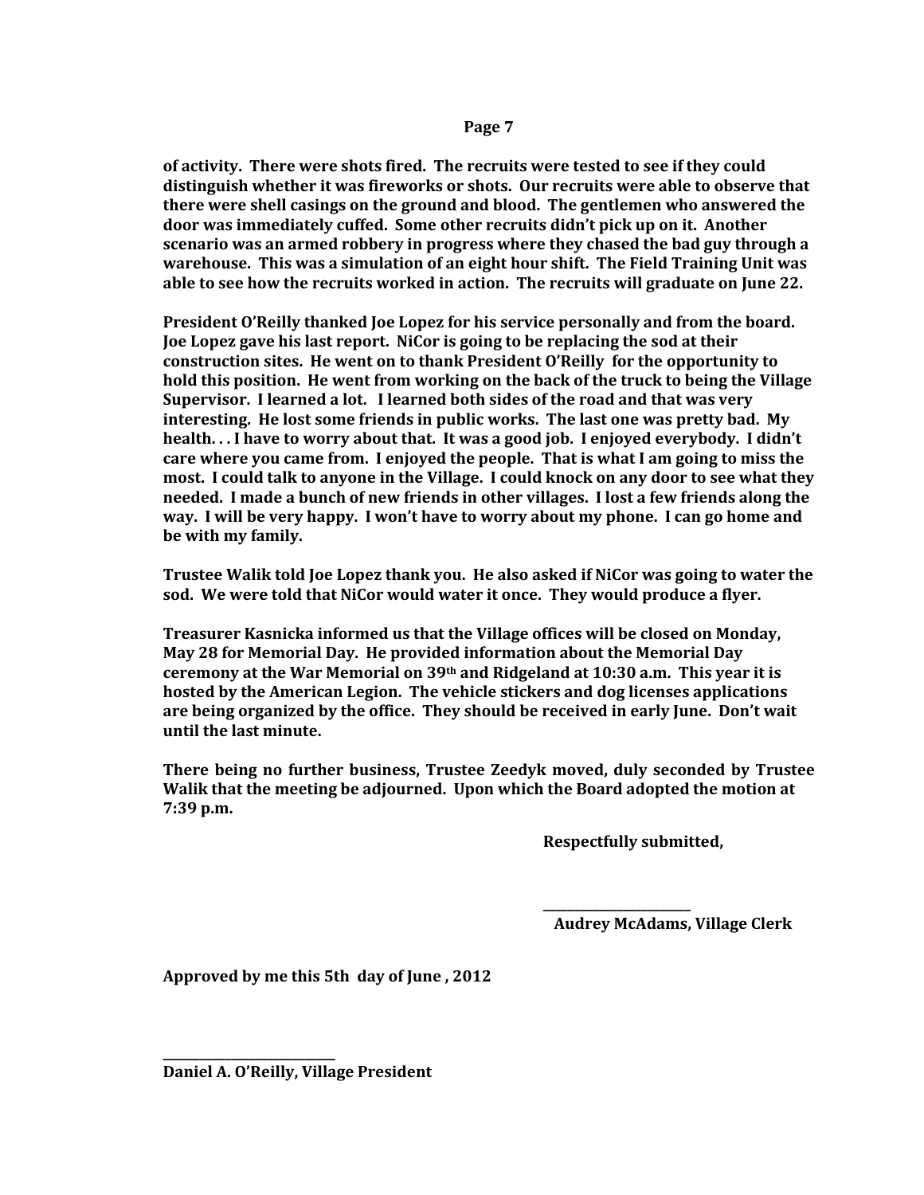**of activity. There were shots fired. The recruits were tested to see if they could distinguish whether it was fireworks or shots. Our recruits were able to observe that there were shell casings on the ground and blood. The gentlemen who answered the door was immediately cuffed. Some other recruits didn't pick up on it. Another scenario was an armed robbery in progress where they chased the bad guy through a warehouse. This was a simulation of an eight hour shift. The Field Training Unit was able to see how the recruits worked in action. The recruits will graduate on June 22.**

**President O'Reilly thanked Joe Lopez for his service personally and from the board. Joe Lopez gave his last report. NiCor is going to be replacing the sod at their construction sites. He went on to thank President O'Reilly for the opportunity to hold this position. He went from working on the back of the truck to being the Village Supervisor. I learned a lot. I learned both sides of the road and that was very interesting. He lost some friends in public works. The last one was pretty bad. My health. . . I have to worry about that. It was a good job. I enjoyed everybody. I didn't care where you came from. I enjoyed the people. That is what I am going to miss the most. I could talk to anyone in the Village. I could knock on any door to see what they needed. I made a bunch of new friends in other villages. I lost a few friends along the way. I will be very happy. I won't have to worry about my phone. I can go home and be with my family.**

**Trustee Walik told Joe Lopez thank you. He also asked if NiCor was going to water the sod. We were told that NiCor would water it once. They would produce a flyer.**

**Treasurer Kasnicka informed us that the Village offices will be closed on Monday, May 28 for Memorial Day. He provided information about the Memorial Day ceremony at the War Memorial on 39th and Ridgeland at 10:30 a.m. This year it is hosted by the American Legion. The vehicle stickers and dog licenses applications are being organized by the office. They should be received in early June. Don't wait until the last minute.**

**There being no further business, Trustee Zeedyk moved, duly seconded by Trustee Walik that the meeting be adjourned. Upon which the Board adopted the motion at 7:39 p.m.**

**Respectfully submitted,**

**______________________**
**Audrey McAdams, Village Clerk**

**Approved by me this 5th day of June , 2012**

**__________________________**
**Daniel A. O'Reilly, Village President**